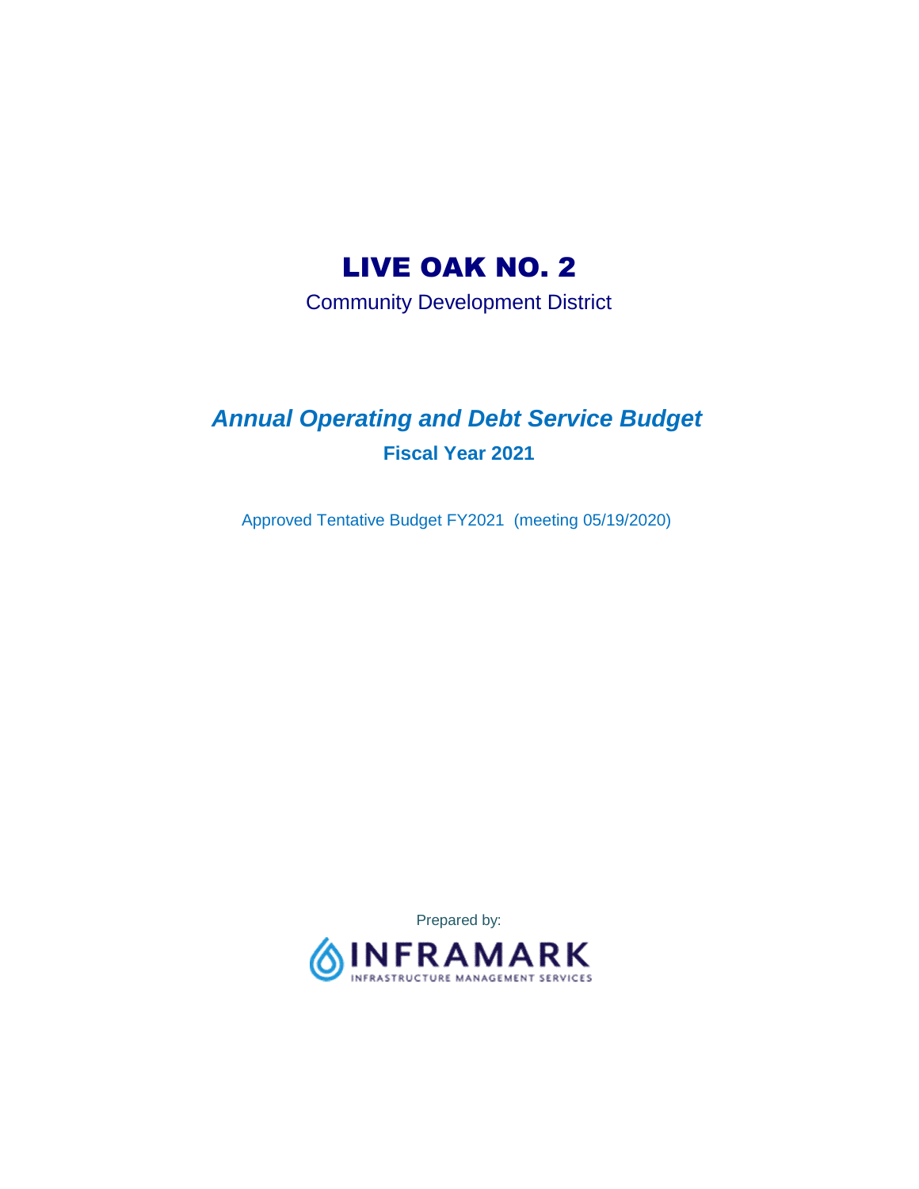# LIVE OAK NO. 2

Community Development District

## *Annual Operating and Debt Service Budget*

### Fiscal Year 2021

Approved Tentative Budget FY2021 (meeting 05/19/2020)

Prepared by:

INFRAMARK

INFRASTRUCTURE MANAGEMENT SERVICES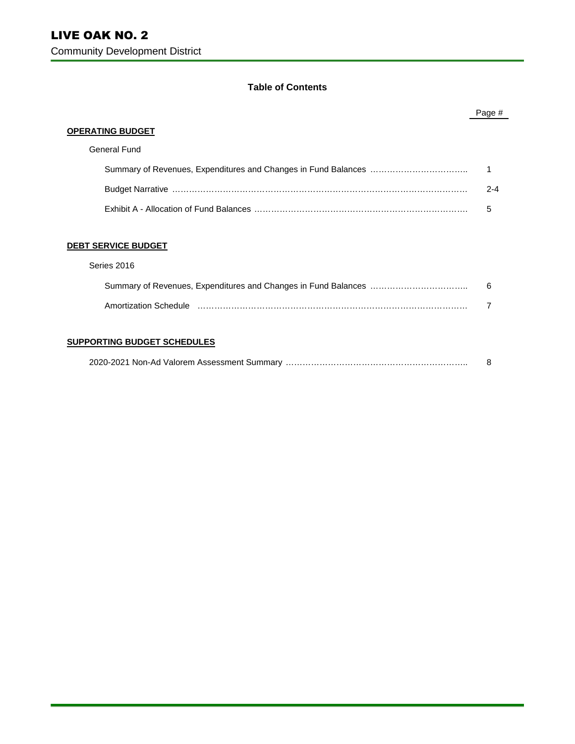# LIVE OAK NO. 2

Community Development District

## Table of Contents

| | Page # |
|---|---|
| **OPERATING BUDGET** | |
| General Fund | |
| Summary of Revenues, Expenditures and Changes in Fund Balances | 1 |
| Budget Narrative | 2-4 |
| Exhibit A - Allocation of Fund Balances | 5 |
| **DEBT SERVICE BUDGET** | |
| Series 2016 | |
| Summary of Revenues, Expenditures and Changes in Fund Balances | 6 |
| Amortization Schedule | 7 |
| **SUPPORTING BUDGET SCHEDULES** | |
| 2020-2021 Non-Ad Valorem Assessment Summary | 8 |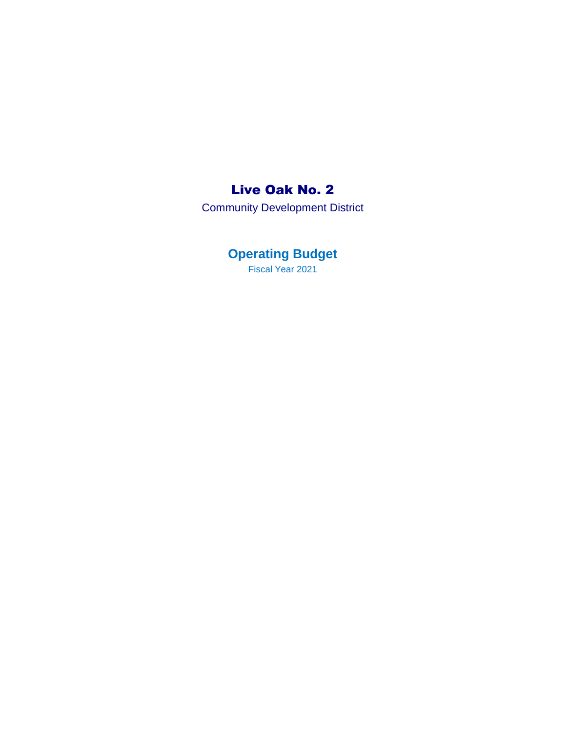# Live Oak No. 2

Community Development District

## Operating Budget

Fiscal Year 2021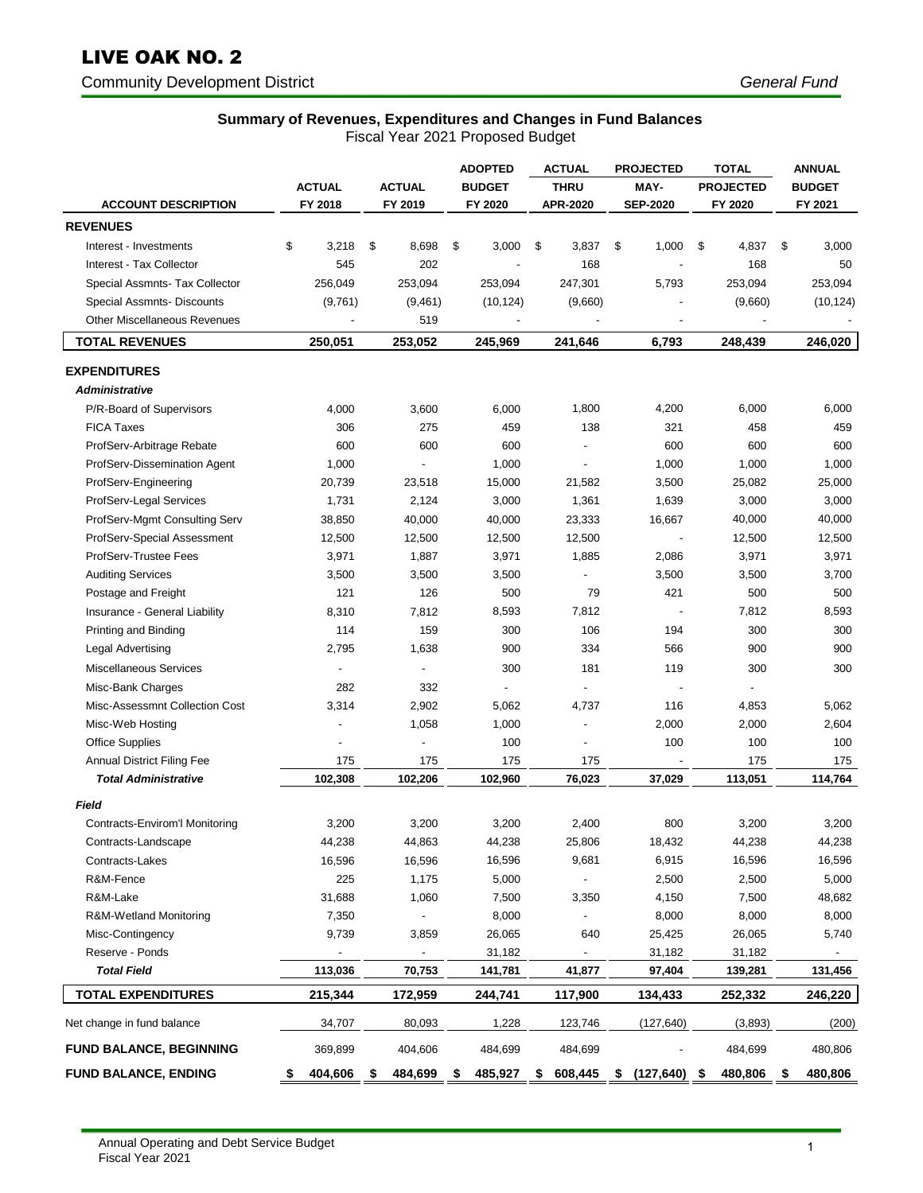# LIVE OAK NO. 2

Community Development District

*General Fund*

## Summary of Revenues, Expenditures and Changes in Fund Balances

Fiscal Year 2021 Proposed Budget

| ACCOUNT DESCRIPTION | ACTUAL FY 2018 | ACTUAL FY 2019 | ADOPTED BUDGET FY 2020 | ACTUAL THRU APR-2020 | PROJECTED MAY-SEP-2020 | TOTAL PROJECTED FY 2020 | ANNUAL BUDGET FY 2021 |
|---|---|---|---|---|---|---|---|
| **REVENUES** | | | | | | | |
| Interest - Investments | $ 3,218 | $ 8,698 | $ 3,000 | $ 3,837 | $ 1,000 | $ 4,837 | $ 3,000 |
| Interest - Tax Collector | 545 | 202 | - | 168 | - | 168 | 50 |
| Special Assmnts- Tax Collector | 256,049 | 253,094 | 253,094 | 247,301 | 5,793 | 253,094 | 253,094 |
| Special Assmnts- Discounts | (9,761) | (9,461) | (10,124) | (9,660) | - | (9,660) | (10,124) |
| Other Miscellaneous Revenues | - | 519 | - | - | - | - | - |
| **TOTAL REVENUES** | **250,051** | **253,052** | **245,969** | **241,646** | **6,793** | **248,439** | **246,020** |
| **EXPENDITURES** | | | | | | | |
| ***Administrative*** | | | | | | | |
| P/R-Board of Supervisors | 4,000 | 3,600 | 6,000 | 1,800 | 4,200 | 6,000 | 6,000 |
| FICA Taxes | 306 | 275 | 459 | 138 | 321 | 458 | 459 |
| ProfServ-Arbitrage Rebate | 600 | 600 | 600 | - | 600 | 600 | 600 |
| ProfServ-Dissemination Agent | 1,000 | - | 1,000 | - | 1,000 | 1,000 | 1,000 |
| ProfServ-Engineering | 20,739 | 23,518 | 15,000 | 21,582 | 3,500 | 25,082 | 25,000 |
| ProfServ-Legal Services | 1,731 | 2,124 | 3,000 | 1,361 | 1,639 | 3,000 | 3,000 |
| ProfServ-Mgmt Consulting Serv | 38,850 | 40,000 | 40,000 | 23,333 | 16,667 | 40,000 | 40,000 |
| ProfServ-Special Assessment | 12,500 | 12,500 | 12,500 | 12,500 | - | 12,500 | 12,500 |
| ProfServ-Trustee Fees | 3,971 | 1,887 | 3,971 | 1,885 | 2,086 | 3,971 | 3,971 |
| Auditing Services | 3,500 | 3,500 | 3,500 | - | 3,500 | 3,500 | 3,700 |
| Postage and Freight | 121 | 126 | 500 | 79 | 421 | 500 | 500 |
| Insurance - General Liability | 8,310 | 7,812 | 8,593 | 7,812 | - | 7,812 | 8,593 |
| Printing and Binding | 114 | 159 | 300 | 106 | 194 | 300 | 300 |
| Legal Advertising | 2,795 | 1,638 | 900 | 334 | 566 | 900 | 900 |
| Miscellaneous Services | - | - | 300 | 181 | 119 | 300 | 300 |
| Misc-Bank Charges | 282 | 332 | - | - | - | - | |
| Misc-Assessmnt Collection Cost | 3,314 | 2,902 | 5,062 | 4,737 | 116 | 4,853 | 5,062 |
| Misc-Web Hosting | - | 1,058 | 1,000 | - | 2,000 | 2,000 | 2,604 |
| Office Supplies | - | - | 100 | - | 100 | 100 | 100 |
| Annual District Filing Fee | 175 | 175 | 175 | 175 | - | 175 | 175 |
| ***Total Administrative*** | **102,308** | **102,206** | **102,960** | **76,023** | **37,029** | **113,051** | **114,764** |
| ***Field*** | | | | | | | |
| Contracts-Envirom'l Monitoring | 3,200 | 3,200 | 3,200 | 2,400 | 800 | 3,200 | 3,200 |
| Contracts-Landscape | 44,238 | 44,863 | 44,238 | 25,806 | 18,432 | 44,238 | 44,238 |
| Contracts-Lakes | 16,596 | 16,596 | 16,596 | 9,681 | 6,915 | 16,596 | 16,596 |
| R&M-Fence | 225 | 1,175 | 5,000 | - | 2,500 | 2,500 | 5,000 |
| R&M-Lake | 31,688 | 1,060 | 7,500 | 3,350 | 4,150 | 7,500 | 48,682 |
| R&M-Wetland Monitoring | 7,350 | - | 8,000 | - | 8,000 | 8,000 | 8,000 |
| Misc-Contingency | 9,739 | 3,859 | 26,065 | 640 | 25,425 | 26,065 | 5,740 |
| Reserve - Ponds | - | - | 31,182 | - | 31,182 | 31,182 | - |
| ***Total Field*** | **113,036** | **70,753** | **141,781** | **41,877** | **97,404** | **139,281** | **131,456** |
| **TOTAL EXPENDITURES** | **215,344** | **172,959** | **244,741** | **117,900** | **134,433** | **252,332** | **246,220** |
| Net change in fund balance | 34,707 | 80,093 | 1,228 | 123,746 | (127,640) | (3,893) | (200) |
| **FUND BALANCE, BEGINNING** | 369,899 | 404,606 | 484,699 | 484,699 | - | 484,699 | 480,806 |
| **FUND BALANCE, ENDING** | **$ 404,606** | **$ 484,699** | **$ 485,927** | **$ 608,445** | **$ (127,640)** | **$ 480,806** | **$ 480,806** |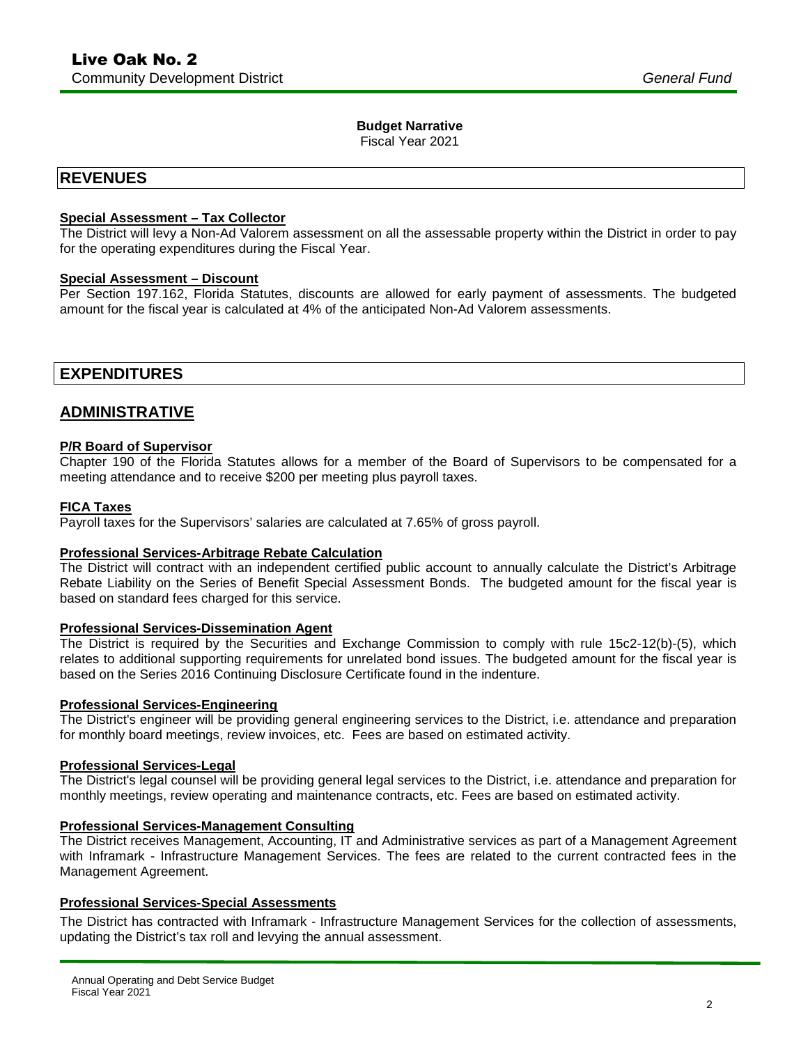**Budget Narrative**

Fiscal Year 2021

## REVENUES

**Special Assessment – Tax Collector**

The District will levy a Non-Ad Valorem assessment on all the assessable property within the District in order to pay for the operating expenditures during the Fiscal Year.

**Special Assessment – Discount**

Per Section 197.162, Florida Statutes, discounts are allowed for early payment of assessments. The budgeted amount for the fiscal year is calculated at 4% of the anticipated Non-Ad Valorem assessments.

## EXPENDITURES

## ADMINISTRATIVE

**P/R Board of Supervisor**

Chapter 190 of the Florida Statutes allows for a member of the Board of Supervisors to be compensated for a meeting attendance and to receive $200 per meeting plus payroll taxes.

**FICA Taxes**

Payroll taxes for the Supervisors' salaries are calculated at 7.65% of gross payroll.

**Professional Services-Arbitrage Rebate Calculation**

The District will contract with an independent certified public account to annually calculate the District's Arbitrage Rebate Liability on the Series of Benefit Special Assessment Bonds. The budgeted amount for the fiscal year is based on standard fees charged for this service.

**Professional Services-Dissemination Agent**

The District is required by the Securities and Exchange Commission to comply with rule 15c2-12(b)-(5), which relates to additional supporting requirements for unrelated bond issues. The budgeted amount for the fiscal year is based on the Series 2016 Continuing Disclosure Certificate found in the indenture.

**Professional Services-Engineering**

The District's engineer will be providing general engineering services to the District, i.e. attendance and preparation for monthly board meetings, review invoices, etc. Fees are based on estimated activity.

**Professional Services-Legal**

The District's legal counsel will be providing general legal services to the District, i.e. attendance and preparation for monthly meetings, review operating and maintenance contracts, etc. Fees are based on estimated activity.

**Professional Services-Management Consulting**

The District receives Management, Accounting, IT and Administrative services as part of a Management Agreement with Inframark - Infrastructure Management Services. The fees are related to the current contracted fees in the Management Agreement.

**Professional Services-Special Assessments**

The District has contracted with Inframark - Infrastructure Management Services for the collection of assessments, updating the District's tax roll and levying the annual assessment.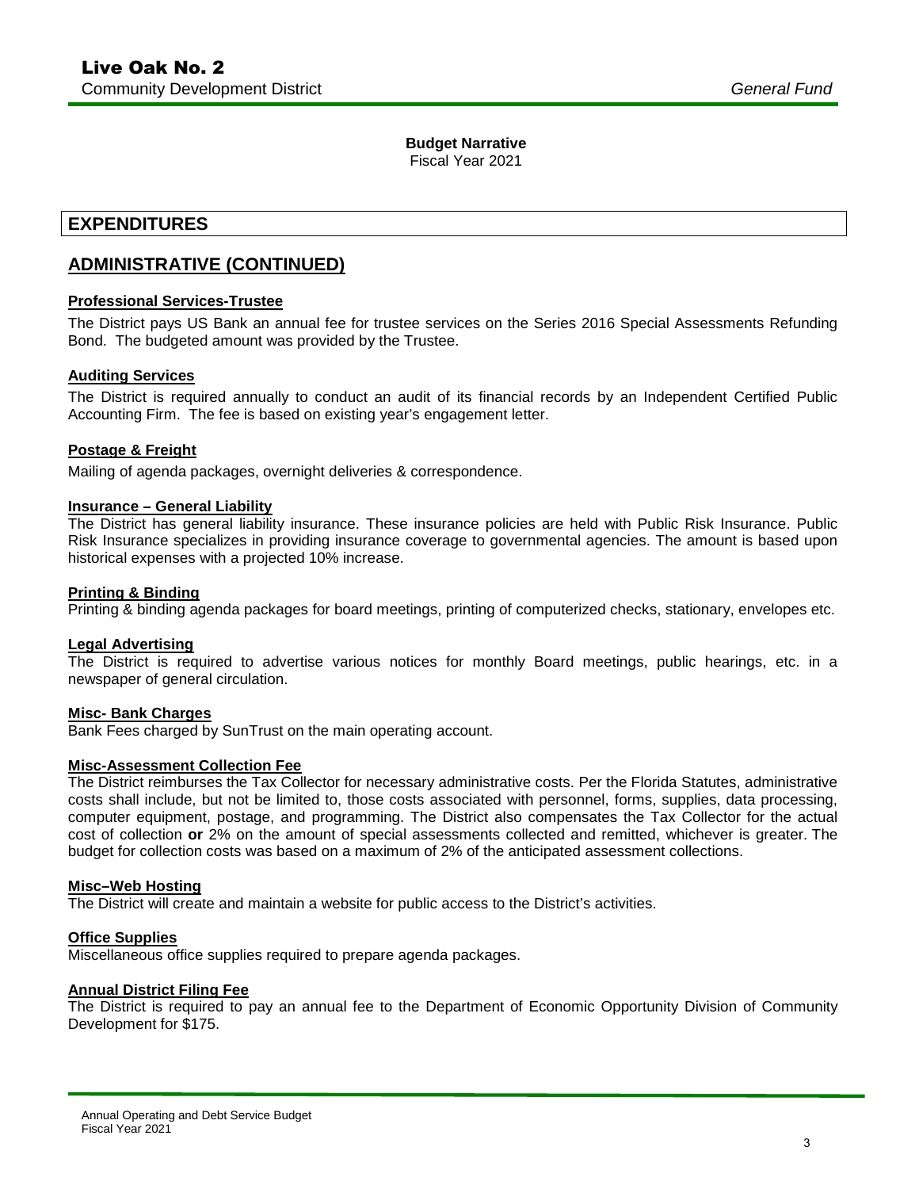**Budget Narrative**

Fiscal Year 2021

# EXPENDITURES

## ADMINISTRATIVE (CONTINUED)

### Professional Services-Trustee

The District pays US Bank an annual fee for trustee services on the Series 2016 Special Assessments Refunding Bond. The budgeted amount was provided by the Trustee.

### Auditing Services

The District is required annually to conduct an audit of its financial records by an Independent Certified Public Accounting Firm. The fee is based on existing year's engagement letter.

### Postage & Freight

Mailing of agenda packages, overnight deliveries & correspondence.

### Insurance – General Liability

The District has general liability insurance. These insurance policies are held with Public Risk Insurance. Public Risk Insurance specializes in providing insurance coverage to governmental agencies. The amount is based upon historical expenses with a projected 10% increase.

### Printing & Binding

Printing & binding agenda packages for board meetings, printing of computerized checks, stationary, envelopes etc.

### Legal Advertising

The District is required to advertise various notices for monthly Board meetings, public hearings, etc. in a newspaper of general circulation.

### Misc- Bank Charges

Bank Fees charged by SunTrust on the main operating account.

### Misc-Assessment Collection Fee

The District reimburses the Tax Collector for necessary administrative costs. Per the Florida Statutes, administrative costs shall include, but not be limited to, those costs associated with personnel, forms, supplies, data processing, computer equipment, postage, and programming. The District also compensates the Tax Collector for the actual cost of collection **or** 2% on the amount of special assessments collected and remitted, whichever is greater. The budget for collection costs was based on a maximum of 2% of the anticipated assessment collections.

### Misc–Web Hosting

The District will create and maintain a website for public access to the District's activities.

### Office Supplies

Miscellaneous office supplies required to prepare agenda packages.

### Annual District Filing Fee

The District is required to pay an annual fee to the Department of Economic Opportunity Division of Community Development for $175.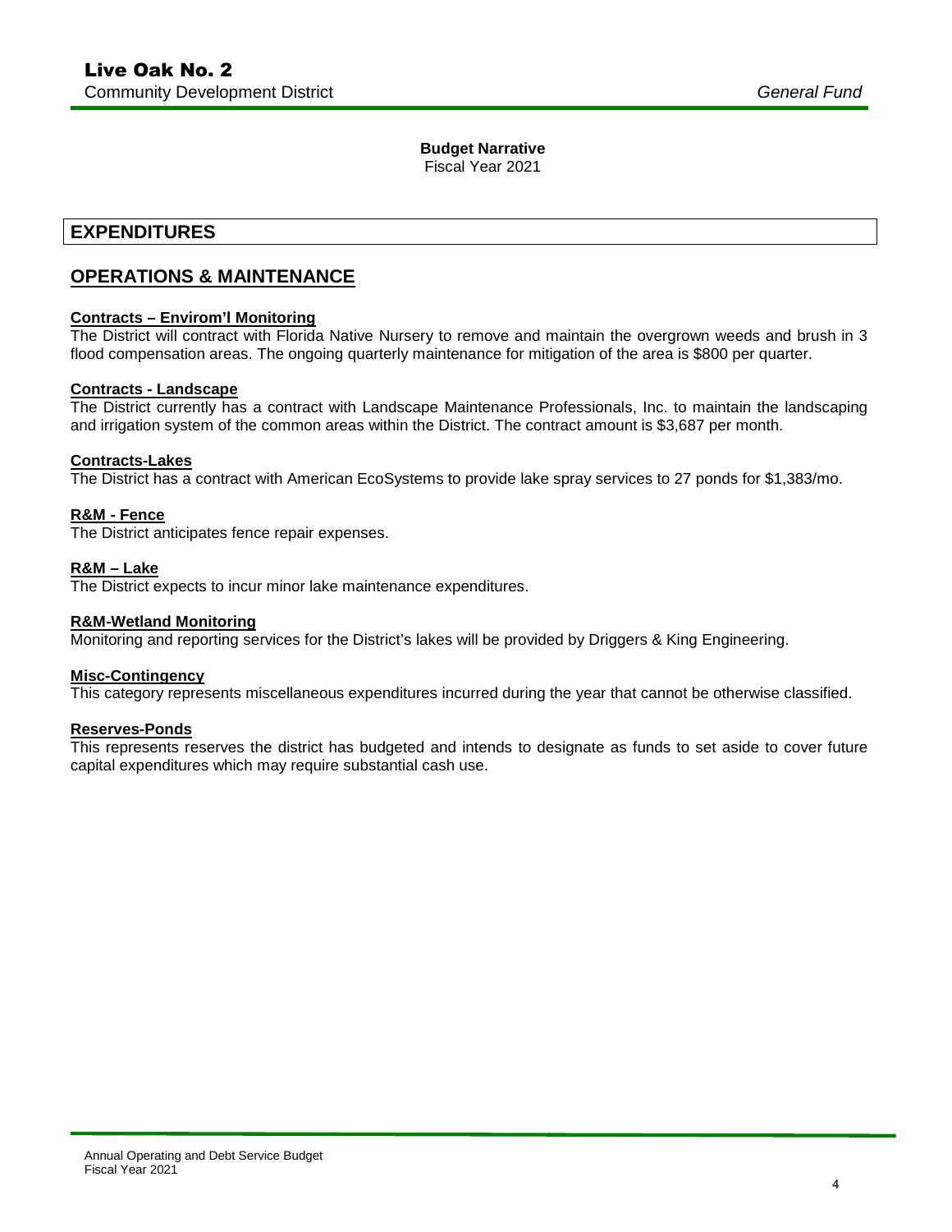**Budget Narrative**
Fiscal Year 2021

# EXPENDITURES

## OPERATIONS & MAINTENANCE

**Contracts – Envirom'l Monitoring**
The District will contract with Florida Native Nursery to remove and maintain the overgrown weeds and brush in 3 flood compensation areas. The ongoing quarterly maintenance for mitigation of the area is $800 per quarter.

**Contracts - Landscape**
The District currently has a contract with Landscape Maintenance Professionals, Inc. to maintain the landscaping and irrigation system of the common areas within the District. The contract amount is $3,687 per month.

**Contracts-Lakes**
The District has a contract with American EcoSystems to provide lake spray services to 27 ponds for $1,383/mo.

**R&M - Fence**
The District anticipates fence repair expenses.

**R&M – Lake**
The District expects to incur minor lake maintenance expenditures.

**R&M-Wetland Monitoring**
Monitoring and reporting services for the District's lakes will be provided by Driggers & King Engineering.

**Misc-Contingency**
This category represents miscellaneous expenditures incurred during the year that cannot be otherwise classified.

**Reserves-Ponds**
This represents reserves the district has budgeted and intends to designate as funds to set aside to cover future capital expenditures which may require substantial cash use.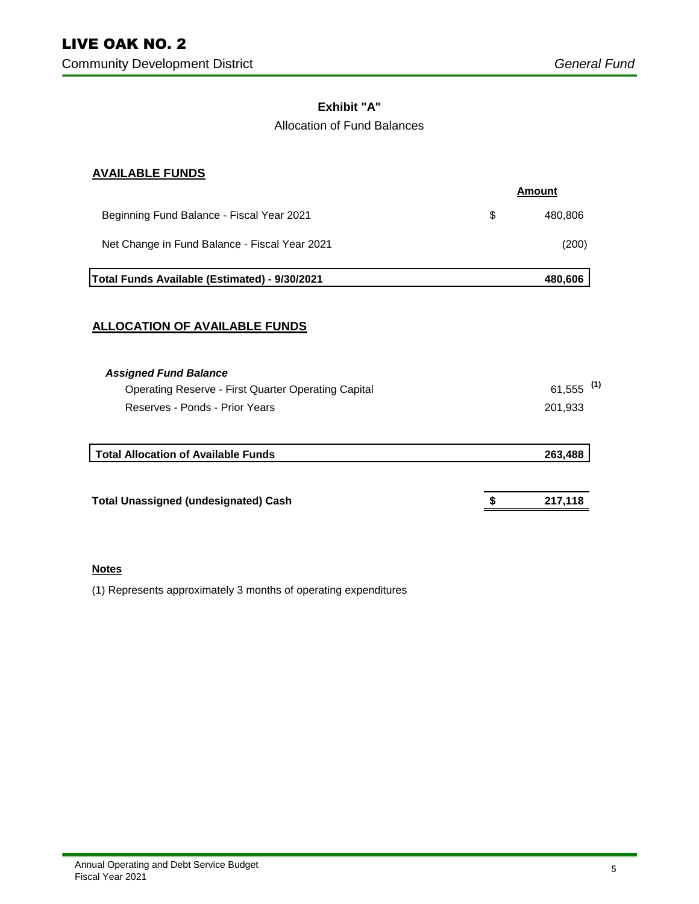# LIVE OAK NO. 2

Community Development District

*General Fund*

**Exhibit "A"**

Allocation of Fund Balances

## AVAILABLE FUNDS

| | | Amount |
|---|---|---|
| Beginning Fund Balance - Fiscal Year 2021 | $ | 480,806 |
| Net Change in Fund Balance - Fiscal Year 2021 | | (200) |
| **Total Funds Available (Estimated) - 9/30/2021** | | **480,606** |

## ALLOCATION OF AVAILABLE FUNDS

| | | |
|---|---|---|
| ***Assigned Fund Balance*** | | |
| Operating Reserve - First Quarter Operating Capital | | 61,555 [(1)] |
| Reserves - Ponds - Prior Years | | 201,933 |
| **Total Allocation of Available Funds** | | **263,488** |
| **Total Unassigned (undesignated) Cash** | **$** | **217,118** |

**Notes**

(1) Represents approximately 3 months of operating expenditures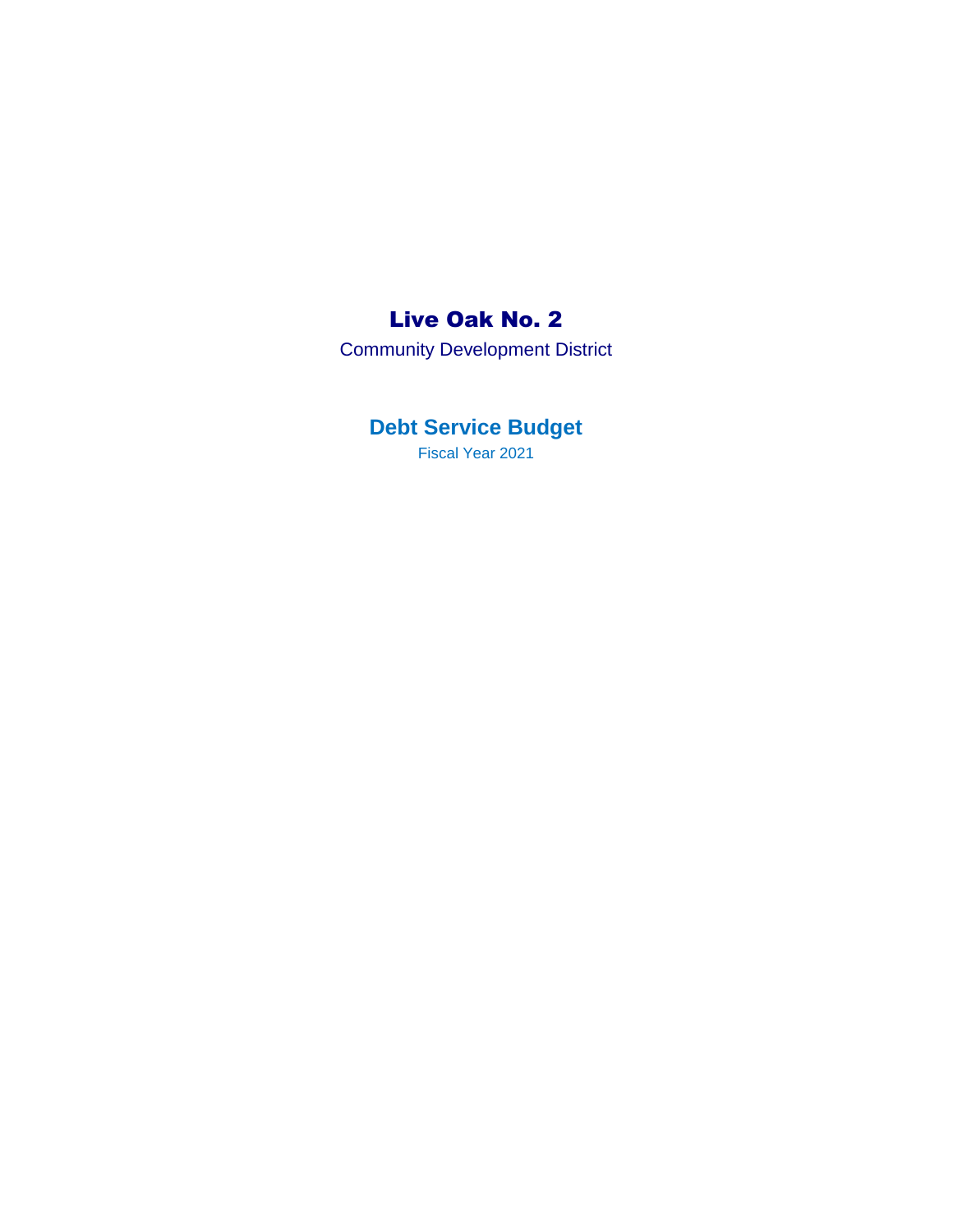# Live Oak No. 2

Community Development District

## Debt Service Budget

Fiscal Year 2021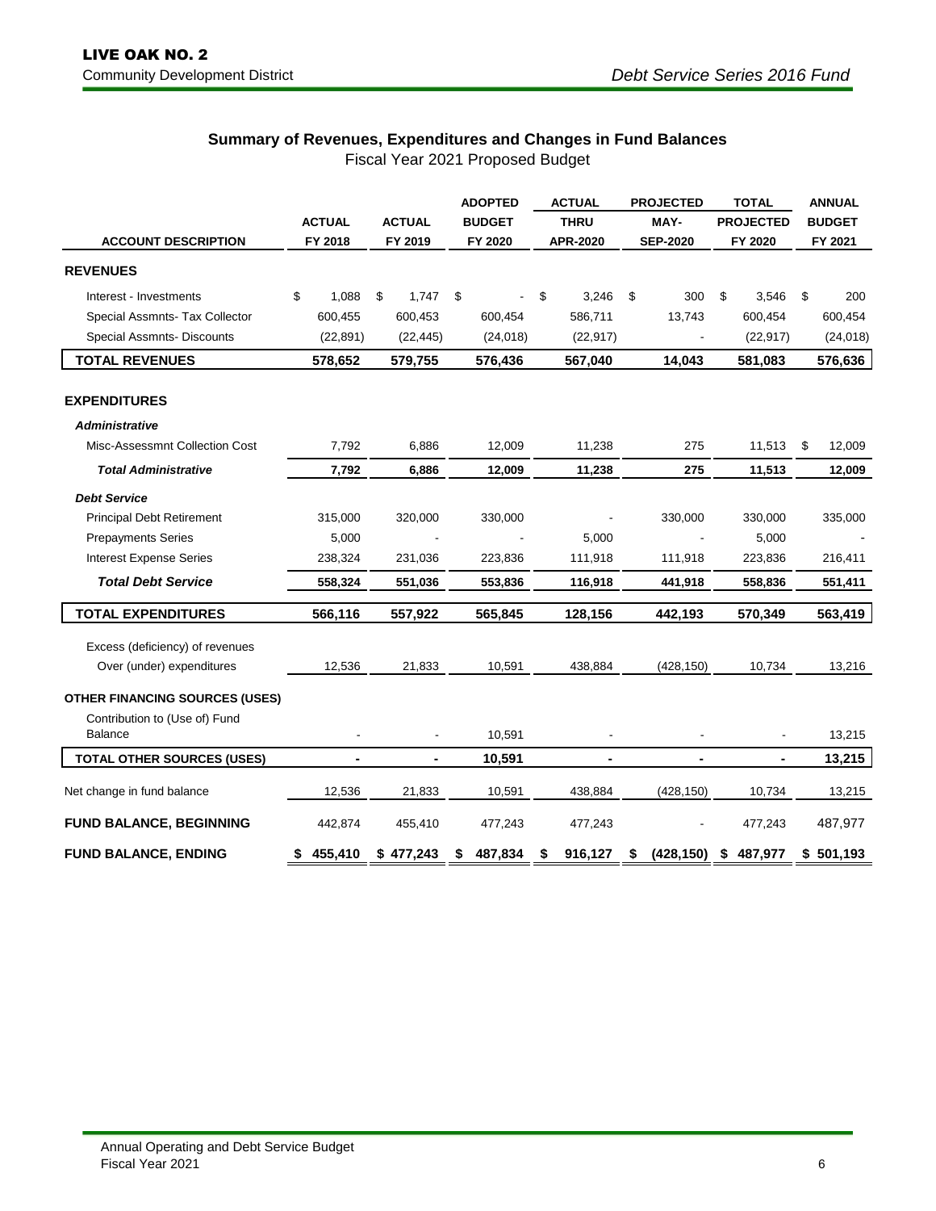**LIVE OAK NO. 2**
Community Development District

*Debt Service Series 2016 Fund*

## Summary of Revenues, Expenditures and Changes in Fund Balances

Fiscal Year 2021 Proposed Budget

| ACCOUNT DESCRIPTION | ACTUAL FY 2018 | ACTUAL FY 2019 | ADOPTED BUDGET FY 2020 | ACTUAL THRU APR-2020 | PROJECTED MAY-SEP-2020 | TOTAL PROJECTED FY 2020 | ANNUAL BUDGET FY 2021 |
|---|---|---|---|---|---|---|---|
| **REVENUES** | | | | | | | |
| Interest - Investments | $ 1,088 | $ 1,747 | $ - | $ 3,246 | $ 300 | $ 3,546 | $ 200 |
| Special Assmnts- Tax Collector | 600,455 | 600,453 | 600,454 | 586,711 | 13,743 | 600,454 | 600,454 |
| Special Assmnts- Discounts | (22,891) | (22,445) | (24,018) | (22,917) | - | (22,917) | (24,018) |
| **TOTAL REVENUES** | **578,652** | **579,755** | **576,436** | **567,040** | **14,043** | **581,083** | **576,636** |
| **EXPENDITURES** | | | | | | | |
| ***Administrative*** | | | | | | | |
| Misc-Assessmnt Collection Cost | 7,792 | 6,886 | 12,009 | 11,238 | 275 | 11,513 | $ 12,009 |
| ***Total Administrative*** | **7,792** | **6,886** | **12,009** | **11,238** | **275** | **11,513** | **12,009** |
| ***Debt Service*** | | | | | | | |
| Principal Debt Retirement | 315,000 | 320,000 | 330,000 | - | 330,000 | 330,000 | 335,000 |
| Prepayments Series | 5,000 | - | - | 5,000 | - | 5,000 | - |
| Interest Expense Series | 238,324 | 231,036 | 223,836 | 111,918 | 111,918 | 223,836 | 216,411 |
| ***Total Debt Service*** | **558,324** | **551,036** | **553,836** | **116,918** | **441,918** | **558,836** | **551,411** |
| **TOTAL EXPENDITURES** | **566,116** | **557,922** | **565,845** | **128,156** | **442,193** | **570,349** | **563,419** |
| Excess (deficiency) of revenues Over (under) expenditures | 12,536 | 21,833 | 10,591 | 438,884 | (428,150) | 10,734 | 13,216 |
| **OTHER FINANCING SOURCES (USES)** | | | | | | | |
| Contribution to (Use of) Fund Balance | - | - | 10,591 | - | - | - | 13,215 |
| **TOTAL OTHER SOURCES (USES)** | **-** | **-** | **10,591** | **-** | **-** | **-** | **13,215** |
| Net change in fund balance | 12,536 | 21,833 | 10,591 | 438,884 | (428,150) | 10,734 | 13,215 |
| **FUND BALANCE, BEGINNING** | 442,874 | 455,410 | 477,243 | 477,243 | - | 477,243 | 487,977 |
| **FUND BALANCE, ENDING** | **$ 455,410** | **$ 477,243** | **$ 487,834** | **$ 916,127** | **$ (428,150)** | **$ 487,977** | **$ 501,193** |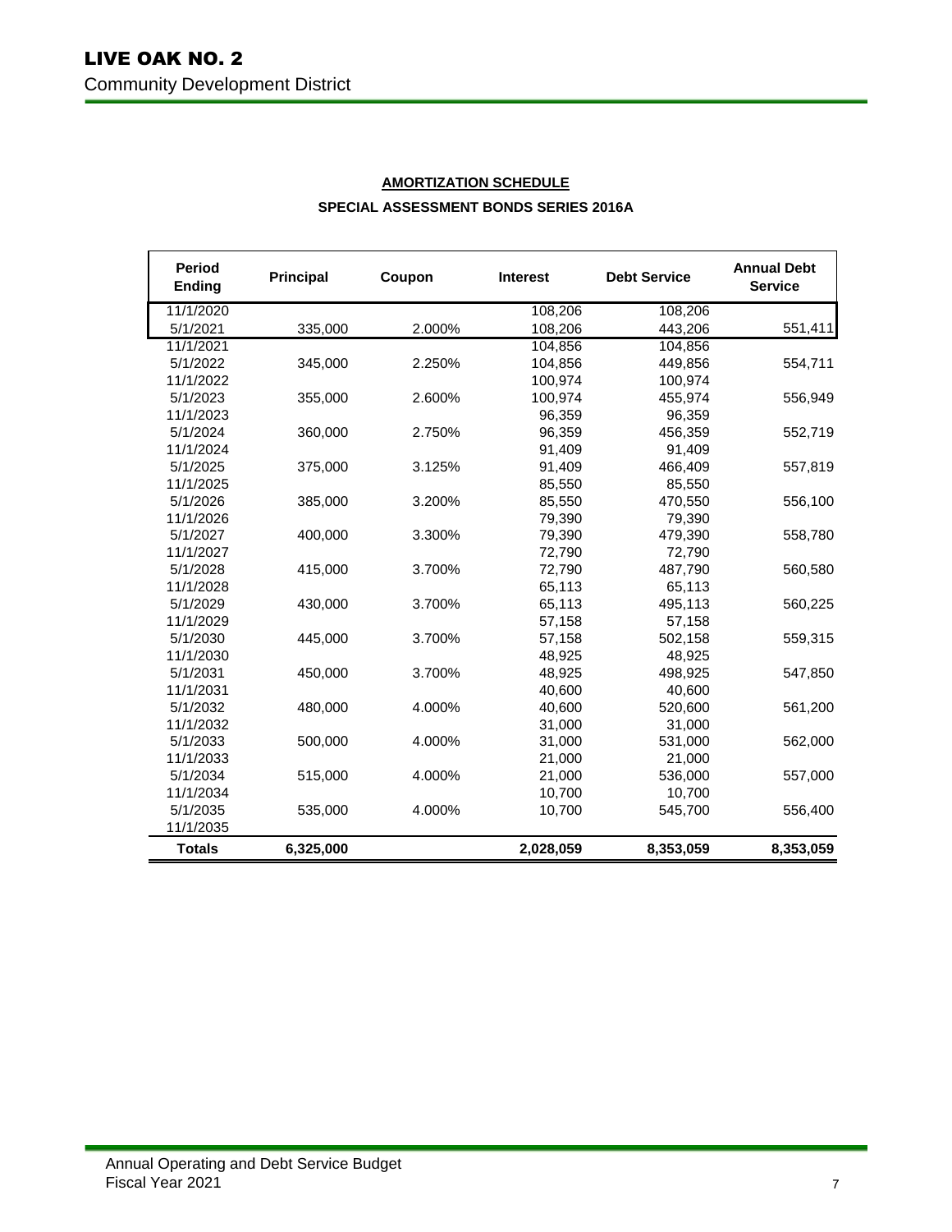# LIVE OAK NO. 2

Community Development District

## AMORTIZATION SCHEDULE

### SPECIAL ASSESSMENT BONDS SERIES 2016A

| Period Ending | Principal | Coupon | Interest | Debt Service | Annual Debt Service |
|---|---|---|---|---|---|
| 11/1/2020 | | | 108,206 | 108,206 | |
| 5/1/2021 | 335,000 | 2.000% | 108,206 | 443,206 | 551,411 |
| 11/1/2021 | | | 104,856 | 104,856 | |
| 5/1/2022 | 345,000 | 2.250% | 104,856 | 449,856 | 554,711 |
| 11/1/2022 | | | 100,974 | 100,974 | |
| 5/1/2023 | 355,000 | 2.600% | 100,974 | 455,974 | 556,949 |
| 11/1/2023 | | | 96,359 | 96,359 | |
| 5/1/2024 | 360,000 | 2.750% | 96,359 | 456,359 | 552,719 |
| 11/1/2024 | | | 91,409 | 91,409 | |
| 5/1/2025 | 375,000 | 3.125% | 91,409 | 466,409 | 557,819 |
| 11/1/2025 | | | 85,550 | 85,550 | |
| 5/1/2026 | 385,000 | 3.200% | 85,550 | 470,550 | 556,100 |
| 11/1/2026 | | | 79,390 | 79,390 | |
| 5/1/2027 | 400,000 | 3.300% | 79,390 | 479,390 | 558,780 |
| 11/1/2027 | | | 72,790 | 72,790 | |
| 5/1/2028 | 415,000 | 3.700% | 72,790 | 487,790 | 560,580 |
| 11/1/2028 | | | 65,113 | 65,113 | |
| 5/1/2029 | 430,000 | 3.700% | 65,113 | 495,113 | 560,225 |
| 11/1/2029 | | | 57,158 | 57,158 | |
| 5/1/2030 | 445,000 | 3.700% | 57,158 | 502,158 | 559,315 |
| 11/1/2030 | | | 48,925 | 48,925 | |
| 5/1/2031 | 450,000 | 3.700% | 48,925 | 498,925 | 547,850 |
| 11/1/2031 | | | 40,600 | 40,600 | |
| 5/1/2032 | 480,000 | 4.000% | 40,600 | 520,600 | 561,200 |
| 11/1/2032 | | | 31,000 | 31,000 | |
| 5/1/2033 | 500,000 | 4.000% | 31,000 | 531,000 | 562,000 |
| 11/1/2033 | | | 21,000 | 21,000 | |
| 5/1/2034 | 515,000 | 4.000% | 21,000 | 536,000 | 557,000 |
| 11/1/2034 | | | 10,700 | 10,700 | |
| 5/1/2035 | 535,000 | 4.000% | 10,700 | 545,700 | 556,400 |
| 11/1/2035 | | | | | |
| **Totals** | **6,325,000** | | **2,028,059** | **8,353,059** | **8,353,059** |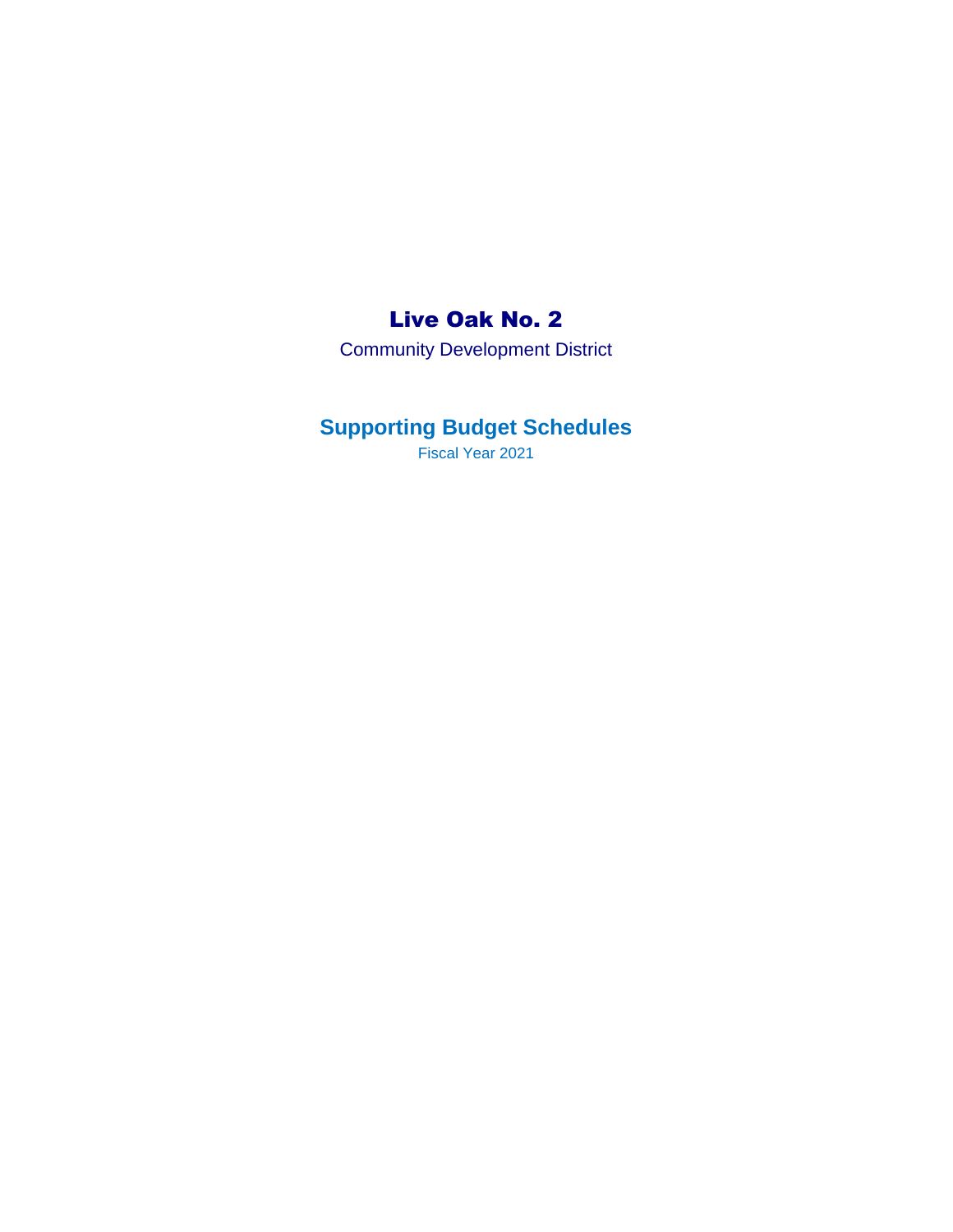# Live Oak No. 2

Community Development District

## Supporting Budget Schedules

Fiscal Year 2021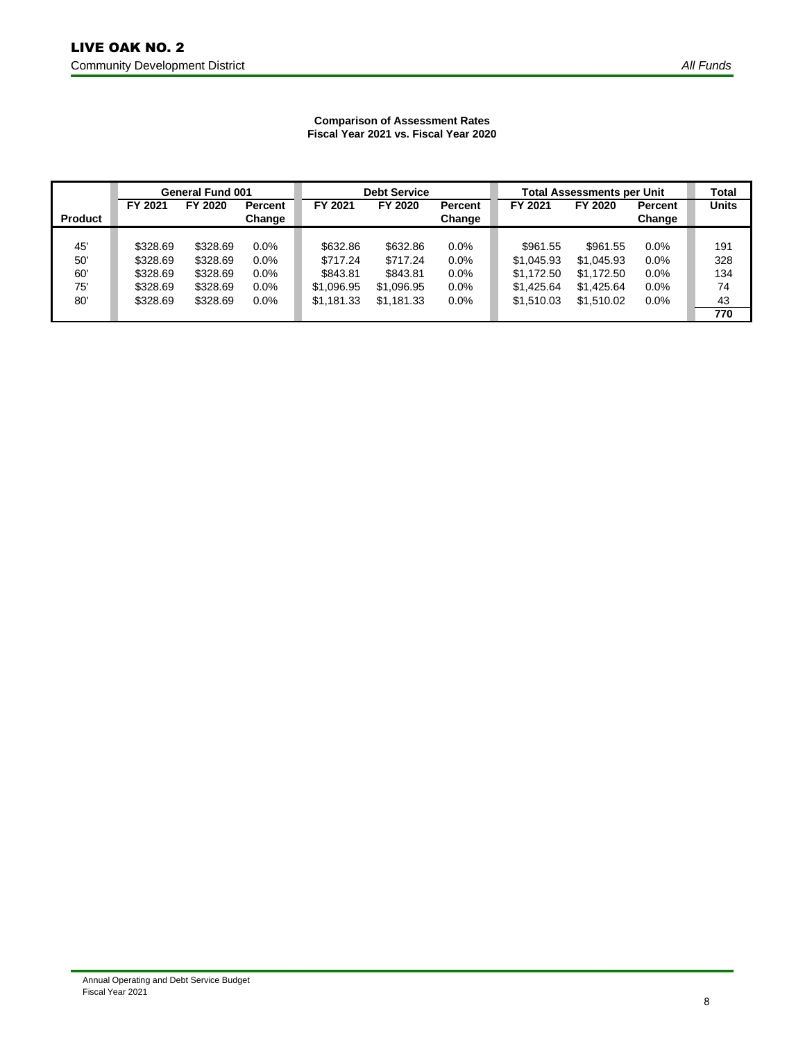**Comparison of Assessment Rates**
**Fiscal Year 2021 vs. Fiscal Year 2020**

| | General Fund 001 | | | Debt Service | | | Total Assessments per Unit | | | Total |
|---|---|---|---|---|---|---|---|---|---|---|
| **Product** | **FY 2021** | **FY 2020** | **Percent Change** | **FY 2021** | **FY 2020** | **Percent Change** | **FY 2021** | **FY 2020** | **Percent Change** | **Units** |
| 45' | $328.69 | $328.69 | 0.0% | $632.86 | $632.86 | 0.0% | $961.55 | $961.55 | 0.0% | 191 |
| 50' | $328.69 | $328.69 | 0.0% | $717.24 | $717.24 | 0.0% | $1,045.93 | $1,045.93 | 0.0% | 328 |
| 60' | $328.69 | $328.69 | 0.0% | $843.81 | $843.81 | 0.0% | $1,172.50 | $1,172.50 | 0.0% | 134 |
| 75' | $328.69 | $328.69 | 0.0% | $1,096.95 | $1,096.95 | 0.0% | $1,425.64 | $1,425.64 | 0.0% | 74 |
| 80' | $328.69 | $328.69 | 0.0% | $1,181.33 | $1,181.33 | 0.0% | $1,510.03 | $1,510.02 | 0.0% | 43 |
| | | | | | | | | | | **770** |